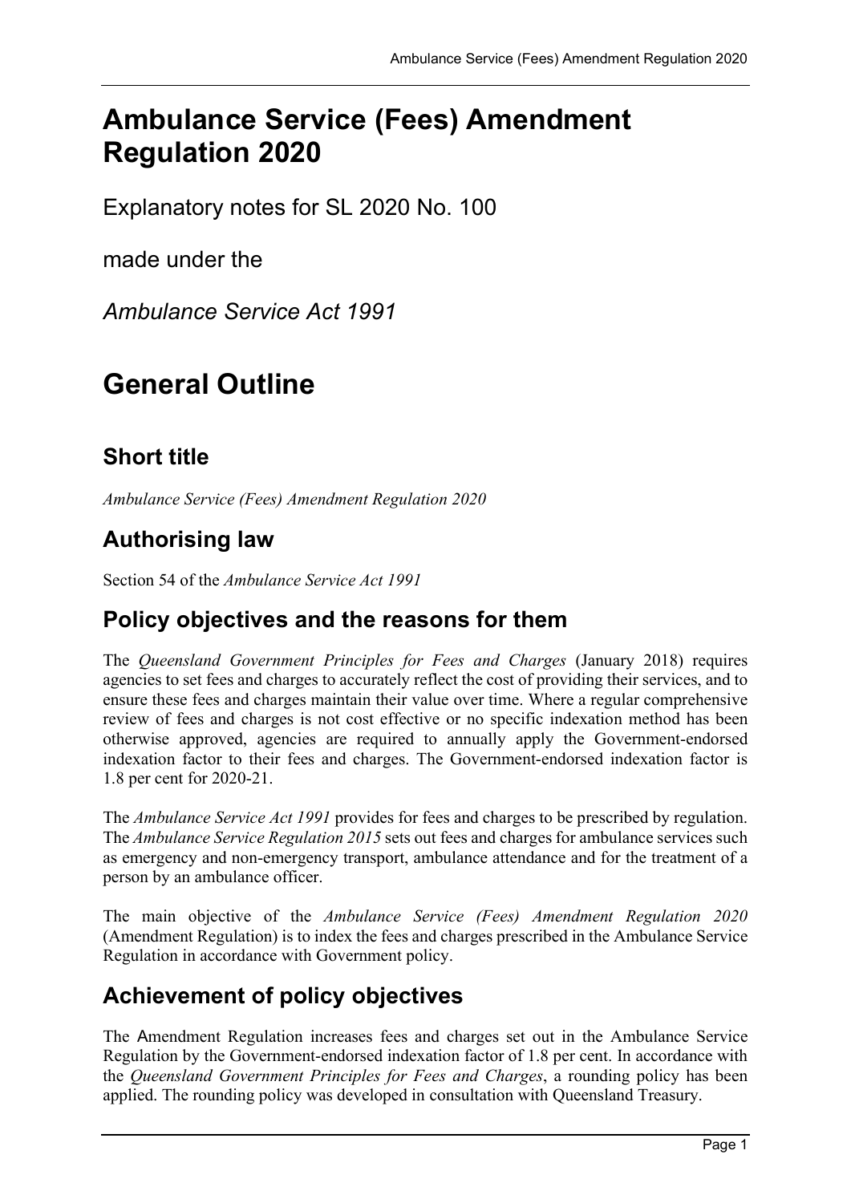# Ambulance Service (Fees) Amendment Regulation 2020

Explanatory notes for SL 2020 No. 100

made under the

*Ambulance Service Act 1991*

# General Outline

## Short title

*Ambulance Service (Fees) Amendment Regulation 2020*

## Authorising law

Section 54 of the *Ambulance Service Act 1991*

## Policy objectives and the reasons for them

The *Queensland Government Principles for Fees and Charges* (January 2018) requires agencies to set fees and charges to accurately reflect the cost of providing their services, and to ensure these fees and charges maintain their value over time. Where a regular comprehensive review of fees and charges is not cost effective or no specific indexation method has been otherwise approved, agencies are required to annually apply the Government-endorsed indexation factor to their fees and charges. The Government-endorsed indexation factor is 1.8 per cent for 2020-21.

The *Ambulance Service Act 1991* provides for fees and charges to be prescribed by regulation. The *Ambulance Service Regulation 2015* sets out fees and charges for ambulance services such as emergency and non-emergency transport, ambulance attendance and for the treatment of a person by an ambulance officer.

The main objective of the *Ambulance Service (Fees) Amendment Regulation 2020* (Amendment Regulation) is to index the fees and charges prescribed in the Ambulance Service Regulation in accordance with Government policy.

## Achievement of policy objectives

The Amendment Regulation increases fees and charges set out in the Ambulance Service Regulation by the Government-endorsed indexation factor of 1.8 per cent. In accordance with the *Queensland Government Principles for Fees and Charges*, a rounding policy has been applied. The rounding policy was developed in consultation with Queensland Treasury.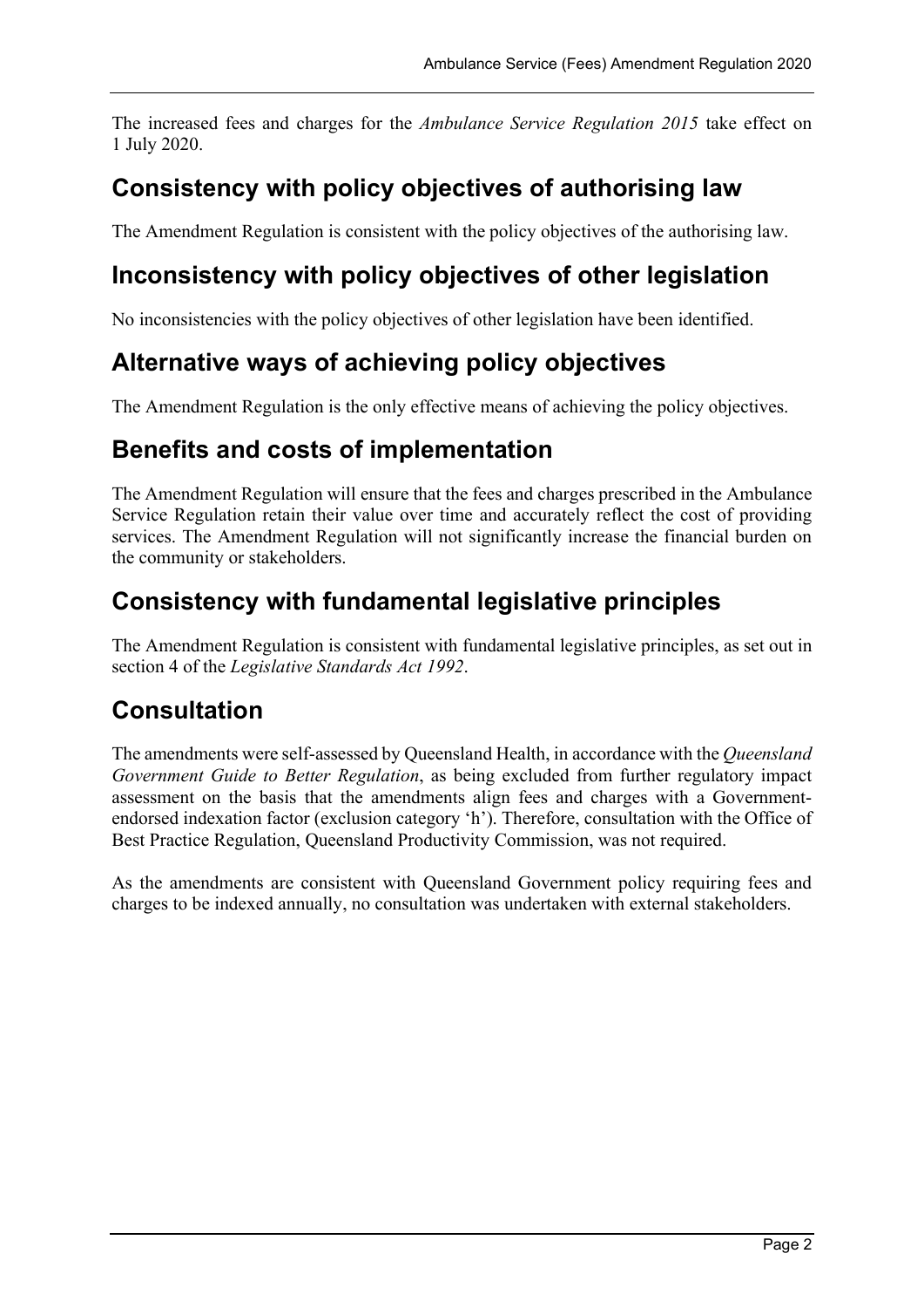The increased fees and charges for the *Ambulance Service Regulation 2015* take effect on 1 July 2020.

## Consistency with policy objectives of authorising law

The Amendment Regulation is consistent with the policy objectives of the authorising law.

## Inconsistency with policy objectives of other legislation

No inconsistencies with the policy objectives of other legislation have been identified.

## Alternative ways of achieving policy objectives

The Amendment Regulation is the only effective means of achieving the policy objectives.

## Benefits and costs of implementation

The Amendment Regulation will ensure that the fees and charges prescribed in the Ambulance Service Regulation retain their value over time and accurately reflect the cost of providing services. The Amendment Regulation will not significantly increase the financial burden on the community or stakeholders.

## Consistency with fundamental legislative principles

The Amendment Regulation is consistent with fundamental legislative principles, as set out in section 4 of the *Legislative Standards Act 1992*.

## Consultation

The amendments were self-assessed by Queensland Health, in accordance with the *Queensland Government Guide to Better Regulation*, as being excluded from further regulatory impact assessment on the basis that the amendments align fees and charges with a Government-endorsed indexation factor (exclusion category 'h'). Therefore, consultation with the Office of Best Practice Regulation, Queensland Productivity Commission, was not required.

As the amendments are consistent with Queensland Government policy requiring fees and charges to be indexed annually, no consultation was undertaken with external stakeholders.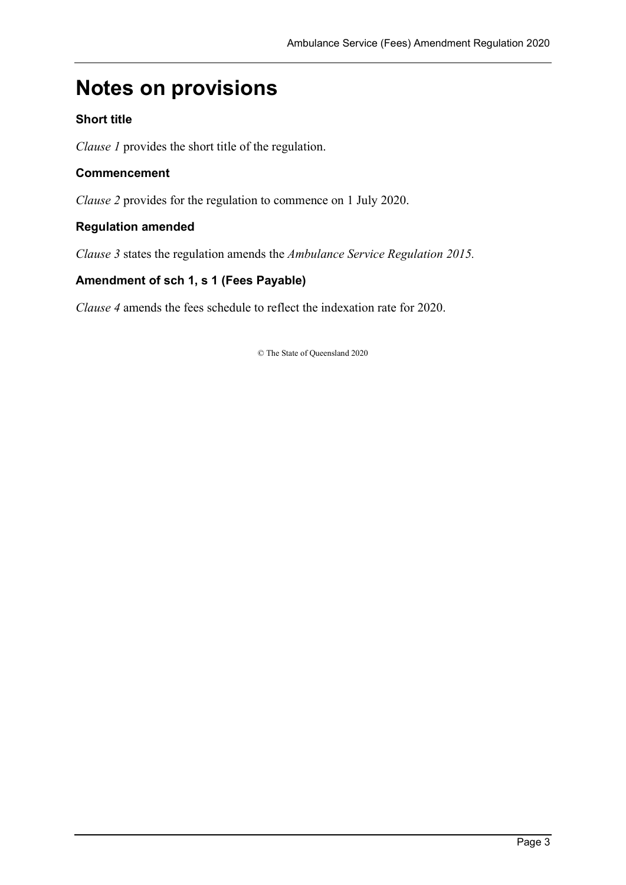# Notes on provisions

### Short title

*Clause 1* provides the short title of the regulation.

### Commencement

*Clause 2* provides for the regulation to commence on 1 July 2020.

### Regulation amended

*Clause 3* states the regulation amends the *Ambulance Service Regulation 2015.*

### Amendment of sch 1, s 1 (Fees Payable)

*Clause 4* amends the fees schedule to reflect the indexation rate for 2020.

© The State of Queensland 2020